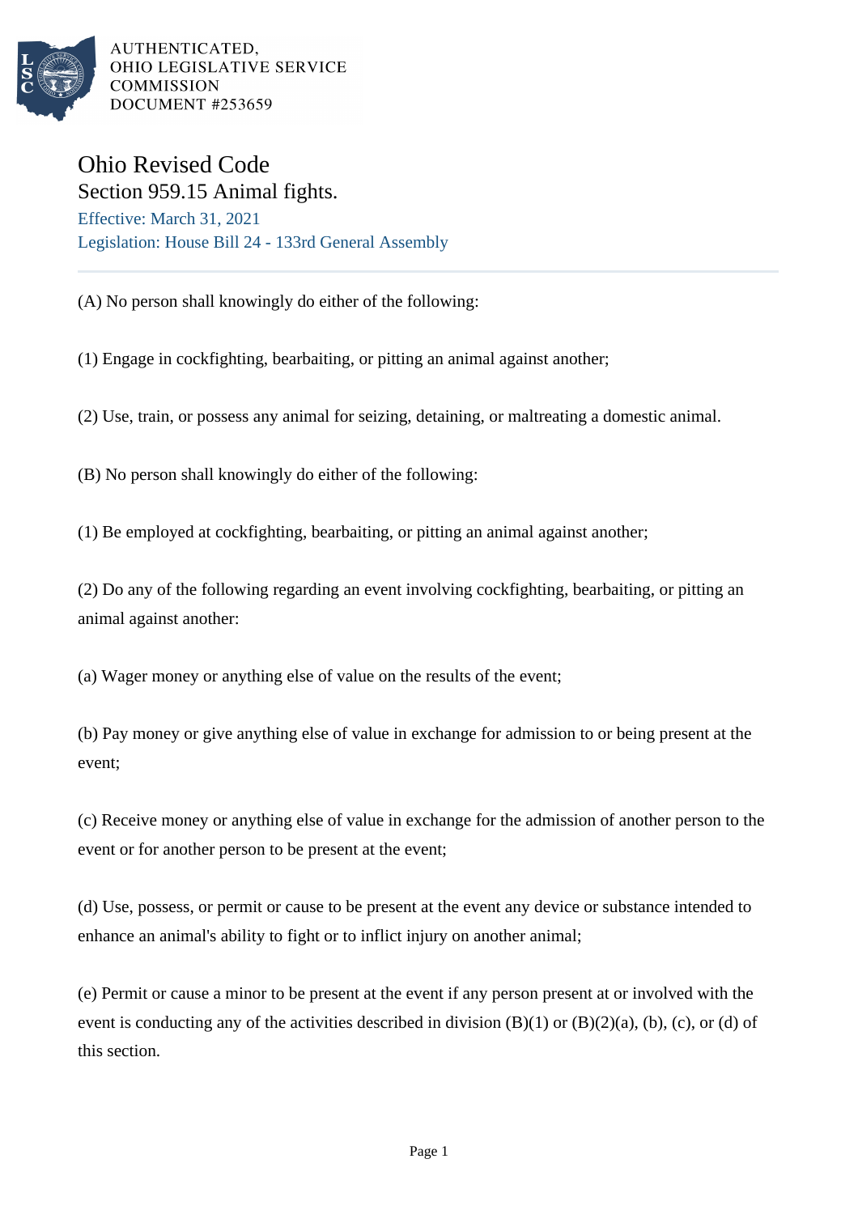AUTHENTICATED,
OHIO LEGISLATIVE SERVICE
COMMISSION
DOCUMENT #253659

# Ohio Revised Code

## Section 959.15 Animal fights.

Effective: March 31, 2021

Legislation: House Bill 24 - 133rd General Assembly

---

(A) No person shall knowingly do either of the following:

(1) Engage in cockfighting, bearbaiting, or pitting an animal against another;

(2) Use, train, or possess any animal for seizing, detaining, or maltreating a domestic animal.

(B) No person shall knowingly do either of the following:

(1) Be employed at cockfighting, bearbaiting, or pitting an animal against another;

(2) Do any of the following regarding an event involving cockfighting, bearbaiting, or pitting an animal against another:

(a) Wager money or anything else of value on the results of the event;

(b) Pay money or give anything else of value in exchange for admission to or being present at the event;

(c) Receive money or anything else of value in exchange for the admission of another person to the event or for another person to be present at the event;

(d) Use, possess, or permit or cause to be present at the event any device or substance intended to enhance an animal's ability to fight or to inflict injury on another animal;

(e) Permit or cause a minor to be present at the event if any person present at or involved with the event is conducting any of the activities described in division (B)(1) or (B)(2)(a), (b), (c), or (d) of this section.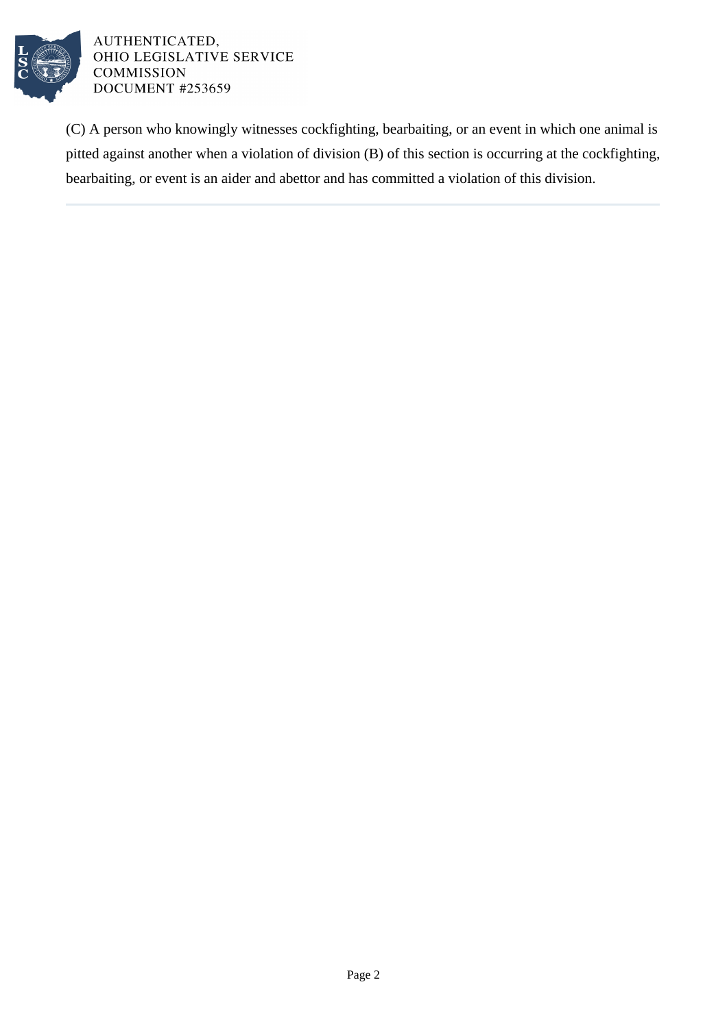(C) A person who knowingly witnesses cockfighting, bearbaiting, or an event in which one animal is pitted against another when a violation of division (B) of this section is occurring at the cockfighting, bearbaiting, or event is an aider and abettor and has committed a violation of this division.